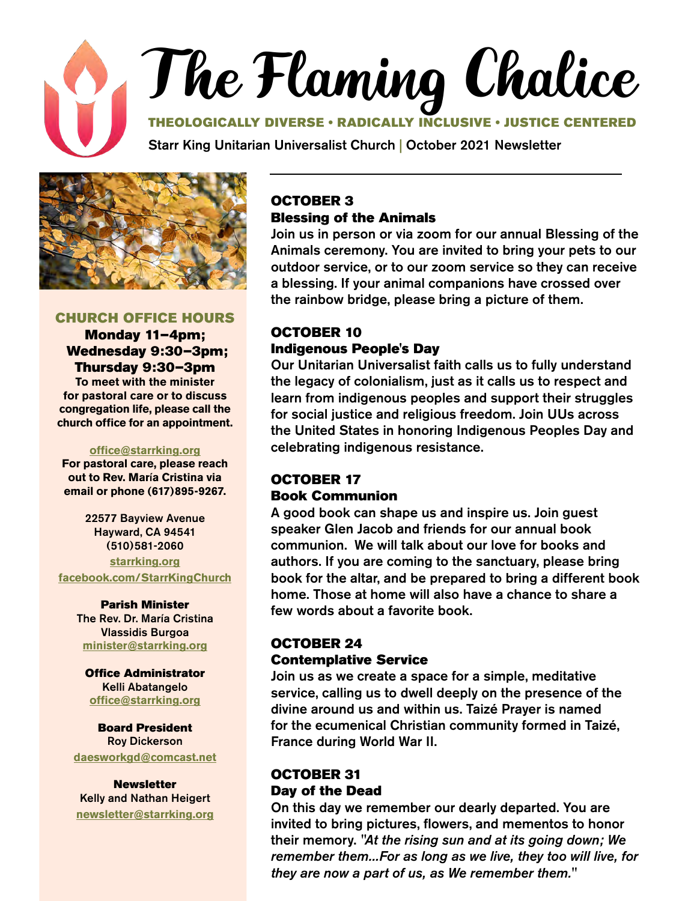# The Flaming Chalice

**THEOLOGICALLY DIVERSE • RADICALLY INCLUSIVE • JUSTICE CENTERED**

Starr King Unitarian Universalist Church | October 2021 Newsletter

## CHURCH OFFICE HOURS

**Monday 11–4pm;**
**Wednesday 9:30–3pm;**
**Thursday 9:30–3pm**

To meet with the minister for pastoral care or to discuss congregation life, please call the church office for an appointment.

office@starrking.org

For pastoral care, please reach out to Rev. María Cristina via email or phone (617)895-9267.

22577 Bayview Avenue
Hayward, CA 94541
(510)581-2060
starrking.org
facebook.com/StarrKingChurch

**Parish Minister**
The Rev. Dr. María Cristina Vlassidis Burgoa
minister@starrking.org

**Office Administrator**
Kelli Abatangelo
office@starrking.org

**Board President**
Roy Dickerson
daesworkgd@comcast.net

**Newsletter**
Kelly and Nathan Heigert
newsletter@starrking.org

### OCTOBER 3
**Blessing of the Animals**

Join us in person or via zoom for our annual Blessing of the Animals ceremony. You are invited to bring your pets to our outdoor service, or to our zoom service so they can receive a blessing. If your animal companions have crossed over the rainbow bridge, please bring a picture of them.

### OCTOBER 10
**Indigenous People's Day**

Our Unitarian Universalist faith calls us to fully understand the legacy of colonialism, just as it calls us to respect and learn from indigenous peoples and support their struggles for social justice and religious freedom. Join UUs across the United States in honoring Indigenous Peoples Day and celebrating indigenous resistance.

### OCTOBER 17
**Book Communion**

A good book can shape us and inspire us. Join guest speaker Glen Jacob and friends for our annual book communion. We will talk about our love for books and authors. If you are coming to the sanctuary, please bring book for the altar, and be prepared to bring a different book home. Those at home will also have a chance to share a few words about a favorite book.

### OCTOBER 24
**Contemplative Service**

Join us as we create a space for a simple, meditative service, calling us to dwell deeply on the presence of the divine around us and within us. Taizé Prayer is named for the ecumenical Christian community formed in Taizé, France during World War II.

### OCTOBER 31
**Day of the Dead**

On this day we remember our dearly departed. You are invited to bring pictures, flowers, and mementos to honor their memory. "*At the rising sun and at its going down; We remember them...For as long as we live, they too will live, for they are now a part of us, as We remember them.*"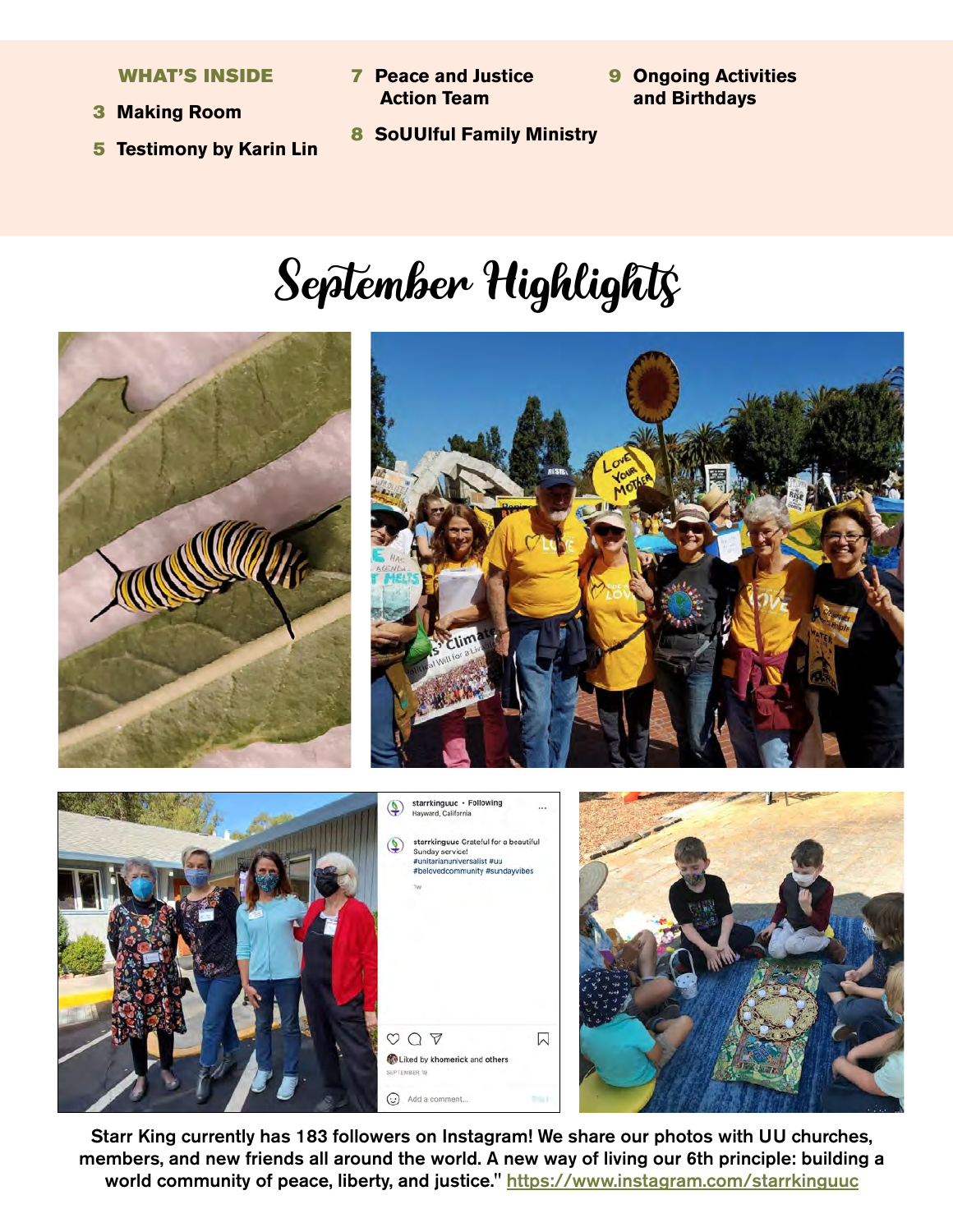**WHAT'S INSIDE**

- **3** Making Room
- **5** Testimony by Karin Lin
- **7** Peace and Justice Action Team
- **8** SoUUlful Family Ministry
- **9** Ongoing Activities and Birthdays

# September Highlights

Starr King currently has 183 followers on Instagram! We share our photos with UU churches, members, and new friends all around the world. A new way of living our 6th principle: building a world community of peace, liberty, and justice." https://www.instagram.com/starrkinguuc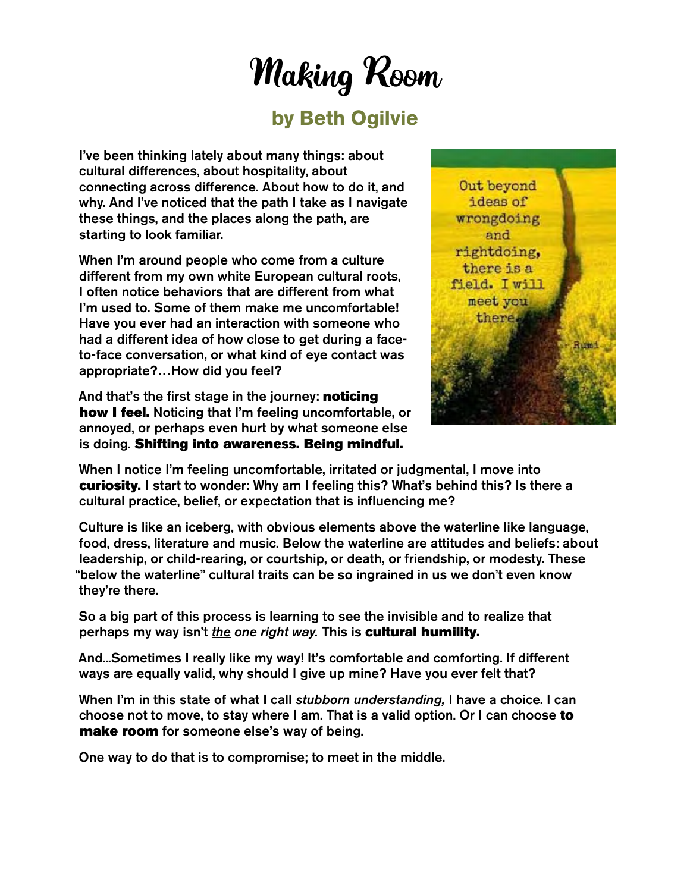# Making Room

## by Beth Ogilvie

I've been thinking lately about many things: about cultural differences, about hospitality, about connecting across difference. About how to do it, and why. And I've noticed that the path I take as I navigate these things, and the places along the path, are starting to look familiar.

When I'm around people who come from a culture different from my own white European cultural roots, I often notice behaviors that are different from what I'm used to. Some of them make me uncomfortable! Have you ever had an interaction with someone who had a different idea of how close to get during a face-to-face conversation, or what kind of eye contact was appropriate?…How did you feel?

And that's the first stage in the journey: **noticing how I feel.** Noticing that I'm feeling uncomfortable, or annoyed, or perhaps even hurt by what someone else is doing. **Shifting into awareness. Being mindful.**

When I notice I'm feeling uncomfortable, irritated or judgmental, I move into **curiosity.** I start to wonder: Why am I feeling this? What's behind this? Is there a cultural practice, belief, or expectation that is influencing me?

Culture is like an iceberg, with obvious elements above the waterline like language, food, dress, literature and music. Below the waterline are attitudes and beliefs: about leadership, or child-rearing, or courtship, or death, or friendship, or modesty. These "below the waterline" cultural traits can be so ingrained in us we don't even know they're there.

So a big part of this process is learning to see the invisible and to realize that perhaps my way isn't *the one right way.* This is **cultural humility.**

And…Sometimes I really like my way! It's comfortable and comforting. If different ways are equally valid, why should I give up mine? Have you ever felt that?

When I'm in this state of what I call *stubborn understanding,* I have a choice. I can choose not to move, to stay where I am. That is a valid option. Or I can choose **to make room** for someone else's way of being.

One way to do that is to compromise; to meet in the middle.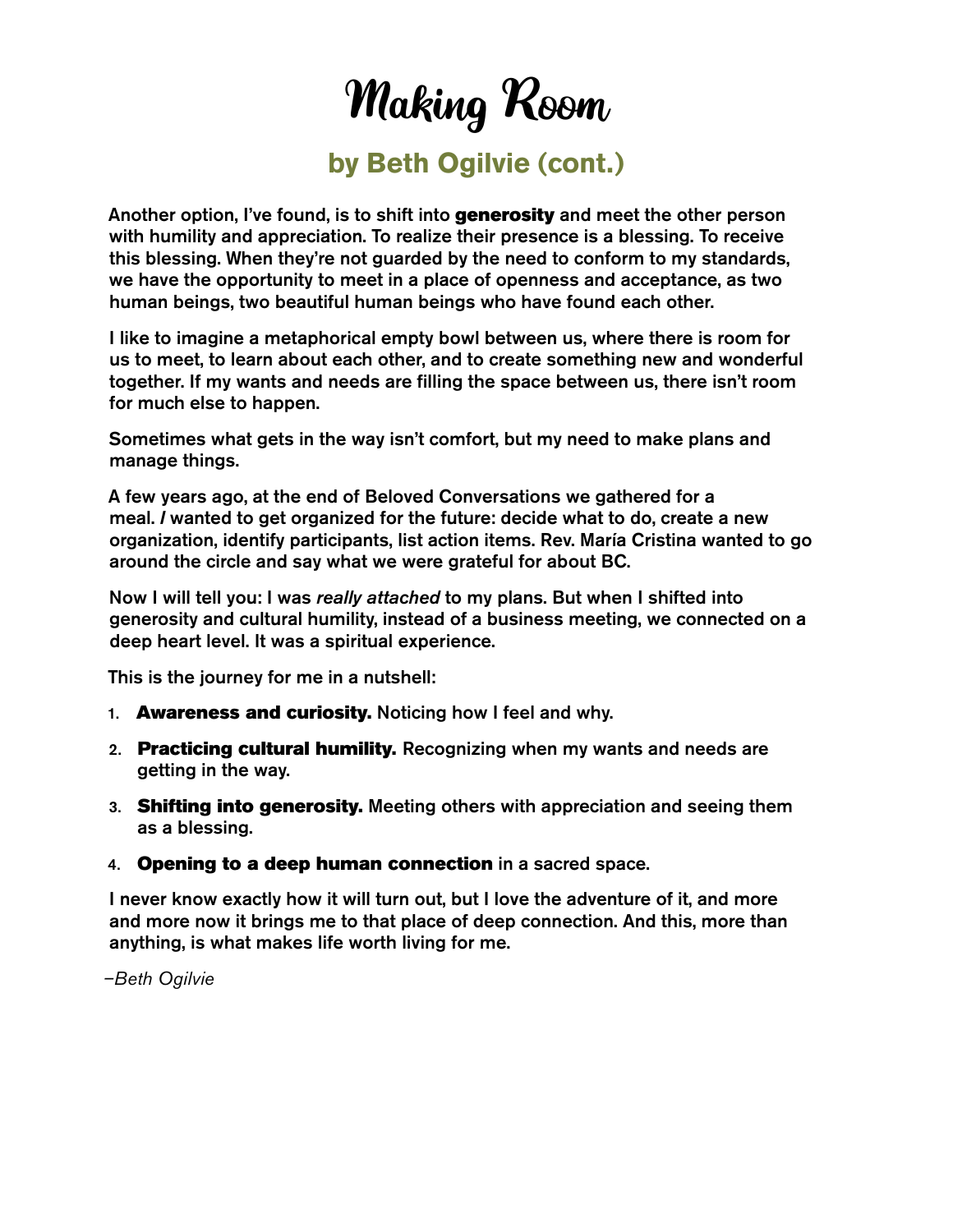# Making Room

## by Beth Ogilvie (cont.)

Another option, I've found, is to shift into **generosity** and meet the other person with humility and appreciation. To realize their presence is a blessing. To receive this blessing. When they're not guarded by the need to conform to my standards, we have the opportunity to meet in a place of openness and acceptance, as two human beings, two beautiful human beings who have found each other.

I like to imagine a metaphorical empty bowl between us, where there is room for us to meet, to learn about each other, and to create something new and wonderful together. If my wants and needs are filling the space between us, there isn't room for much else to happen.

Sometimes what gets in the way isn't comfort, but my need to make plans and manage things.

A few years ago, at the end of Beloved Conversations we gathered for a meal. *I* wanted to get organized for the future: decide what to do, create a new organization, identify participants, list action items. Rev. María Cristina wanted to go around the circle and say what we were grateful for about BC.

Now I will tell you: I was *really attached* to my plans. But when I shifted into generosity and cultural humility, instead of a business meeting, we connected on a deep heart level. It was a spiritual experience.

This is the journey for me in a nutshell:

1. **Awareness and curiosity.** Noticing how I feel and why.
2. **Practicing cultural humility.** Recognizing when my wants and needs are getting in the way.
3. **Shifting into generosity.** Meeting others with appreciation and seeing them as a blessing.
4. **Opening to a deep human connection** in a sacred space.

I never know exactly how it will turn out, but I love the adventure of it, and more and more now it brings me to that place of deep connection. And this, more than anything, is what makes life worth living for me.

*–Beth Ogilvie*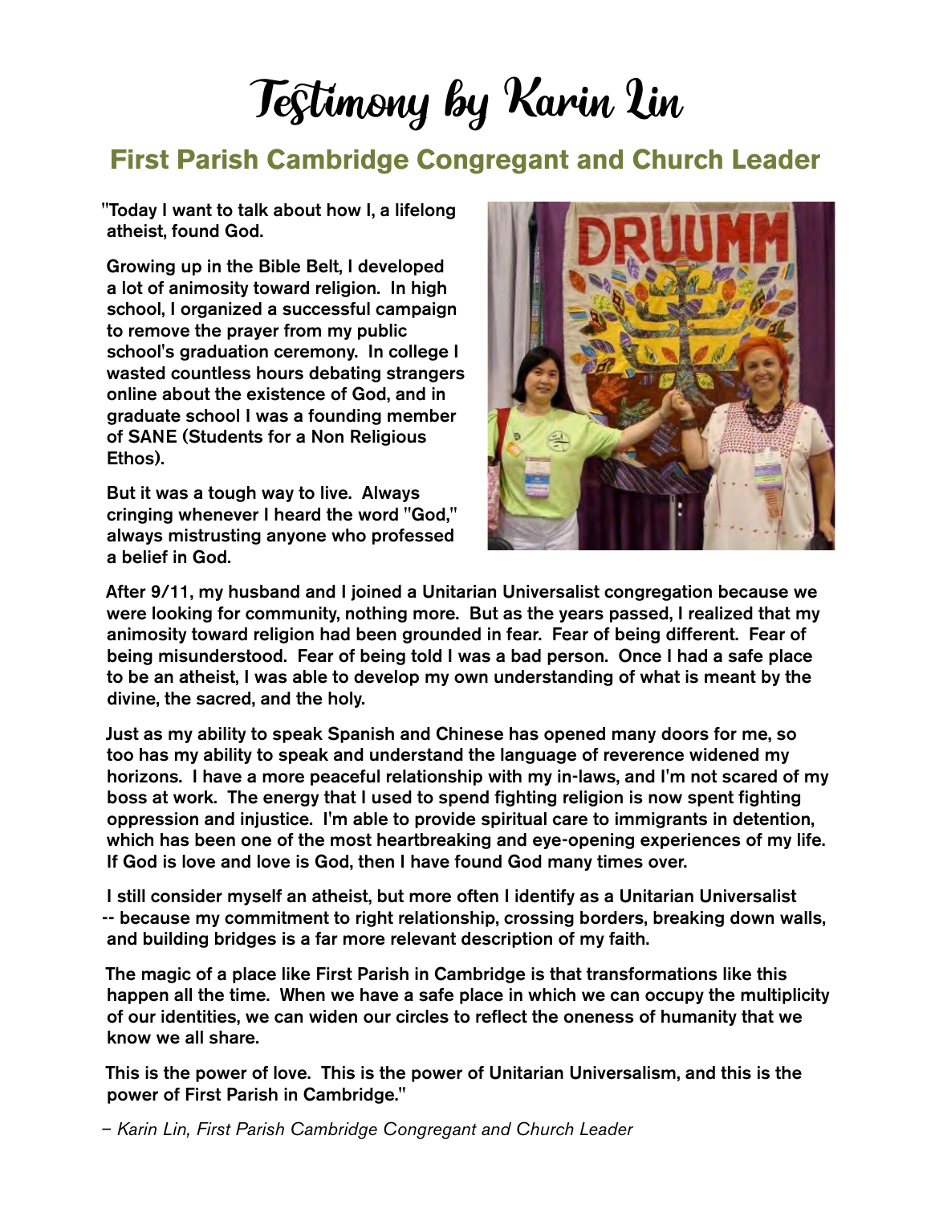# Testimony by Karin Lin

## First Parish Cambridge Congregant and Church Leader

"Today I want to talk about how I, a lifelong atheist, found God.

Growing up in the Bible Belt, I developed a lot of animosity toward religion. In high school, I organized a successful campaign to remove the prayer from my public school's graduation ceremony. In college I wasted countless hours debating strangers online about the existence of God, and in graduate school I was a founding member of SANE (Students for a Non Religious Ethos).

But it was a tough way to live. Always cringing whenever I heard the word "God," always mistrusting anyone who professed a belief in God.

After 9/11, my husband and I joined a Unitarian Universalist congregation because we were looking for community, nothing more. But as the years passed, I realized that my animosity toward religion had been grounded in fear. Fear of being different. Fear of being misunderstood. Fear of being told I was a bad person. Once I had a safe place to be an atheist, I was able to develop my own understanding of what is meant by the divine, the sacred, and the holy.

Just as my ability to speak Spanish and Chinese has opened many doors for me, so too has my ability to speak and understand the language of reverence widened my horizons. I have a more peaceful relationship with my in-laws, and I'm not scared of my boss at work. The energy that I used to spend fighting religion is now spent fighting oppression and injustice. I'm able to provide spiritual care to immigrants in detention, which has been one of the most heartbreaking and eye-opening experiences of my life. If God is love and love is God, then I have found God many times over.

I still consider myself an atheist, but more often I identify as a Unitarian Universalist -- because my commitment to right relationship, crossing borders, breaking down walls, and building bridges is a far more relevant description of my faith.

The magic of a place like First Parish in Cambridge is that transformations like this happen all the time. When we have a safe place in which we can occupy the multiplicity of our identities, we can widen our circles to reflect the oneness of humanity that we know we all share.

This is the power of love. This is the power of Unitarian Universalism, and this is the power of First Parish in Cambridge."

*– Karin Lin, First Parish Cambridge Congregant and Church Leader*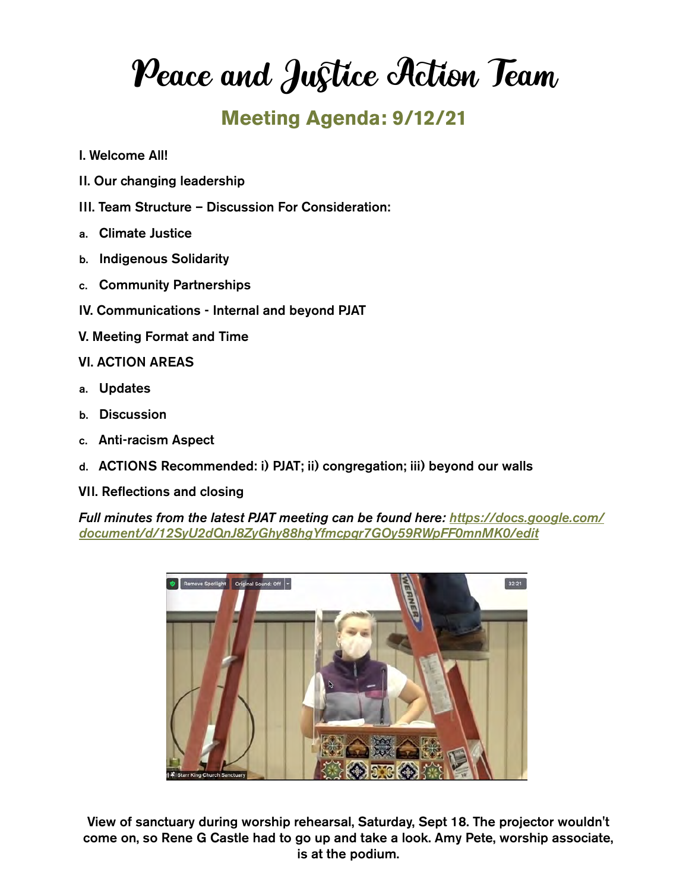# Peace and Justice Action Team

## Meeting Agenda: 9/12/21

I. Welcome All!

II. Our changing leadership

III. Team Structure – Discussion For Consideration:

a. Climate Justice

b. Indigenous Solidarity

c. Community Partnerships

IV. Communications - Internal and beyond PJAT

V. Meeting Format and Time

VI. ACTION AREAS

a. Updates

b. Discussion

c. Anti-racism Aspect

d. ACTIONS Recommended: i) PJAT; ii) congregation; iii) beyond our walls

VII. Reflections and closing

*Full minutes from the latest PJAT meeting can be found here: [https://docs.google.com/document/d/12SyU2dQnJ8ZyGhy88hgYfmcpqr7GOy59RWpFF0mnMK0/edit](https://docs.google.com/document/d/12SyU2dQnJ8ZyGhy88hgYfmcpqr7GOy59RWpFF0mnMK0/edit)*

**View of sanctuary during worship rehearsal, Saturday, Sept 18. The projector wouldn't come on, so Rene G Castle had to go up and take a look. Amy Pete, worship associate, is at the podium.**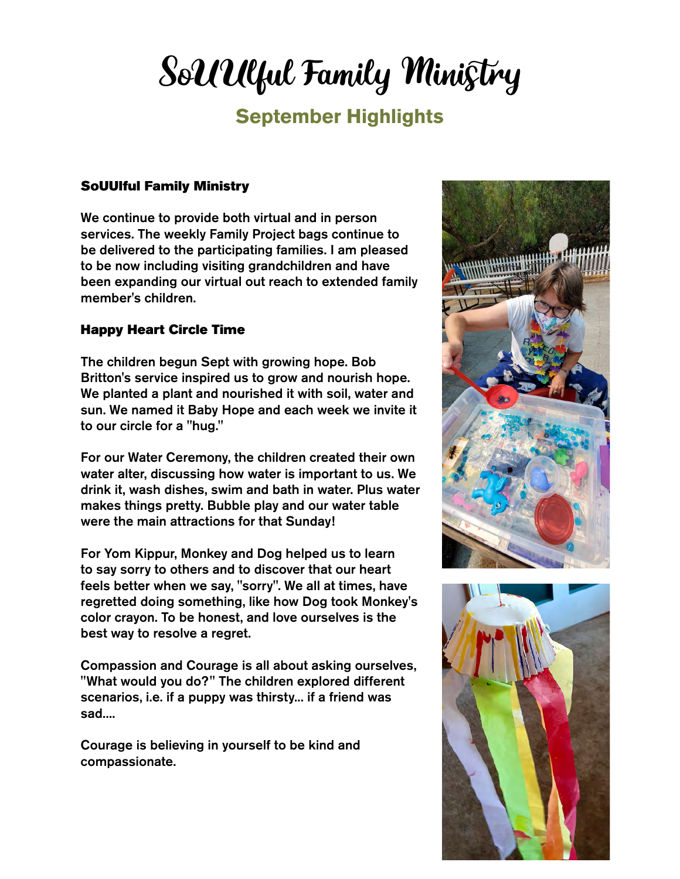# SoUUlful Family Ministry

## September Highlights

### SoUUlful Family Ministry

We continue to provide both virtual and in person services. The weekly Family Project bags continue to be delivered to the participating families. I am pleased to be now including visiting grandchildren and have been expanding our virtual out reach to extended family member's children.

### Happy Heart Circle Time

The children begun Sept with growing hope. Bob Britton's service inspired us to grow and nourish hope. We planted a plant and nourished it with soil, water and sun. We named it Baby Hope and each week we invite it to our circle for a "hug."

For our Water Ceremony, the children created their own water alter, discussing how water is important to us. We drink it, wash dishes, swim and bath in water. Plus water makes things pretty. Bubble play and our water table were the main attractions for that Sunday!

For Yom Kippur, Monkey and Dog helped us to learn to say sorry to others and to discover that our heart feels better when we say, "sorry". We all at times, have regretted doing something, like how Dog took Monkey's color crayon. To be honest, and love ourselves is the best way to resolve a regret.

Compassion and Courage is all about asking ourselves, "What would you do?" The children explored different scenarios, i.e. if a puppy was thirsty... if a friend was sad....

Courage is believing in yourself to be kind and compassionate.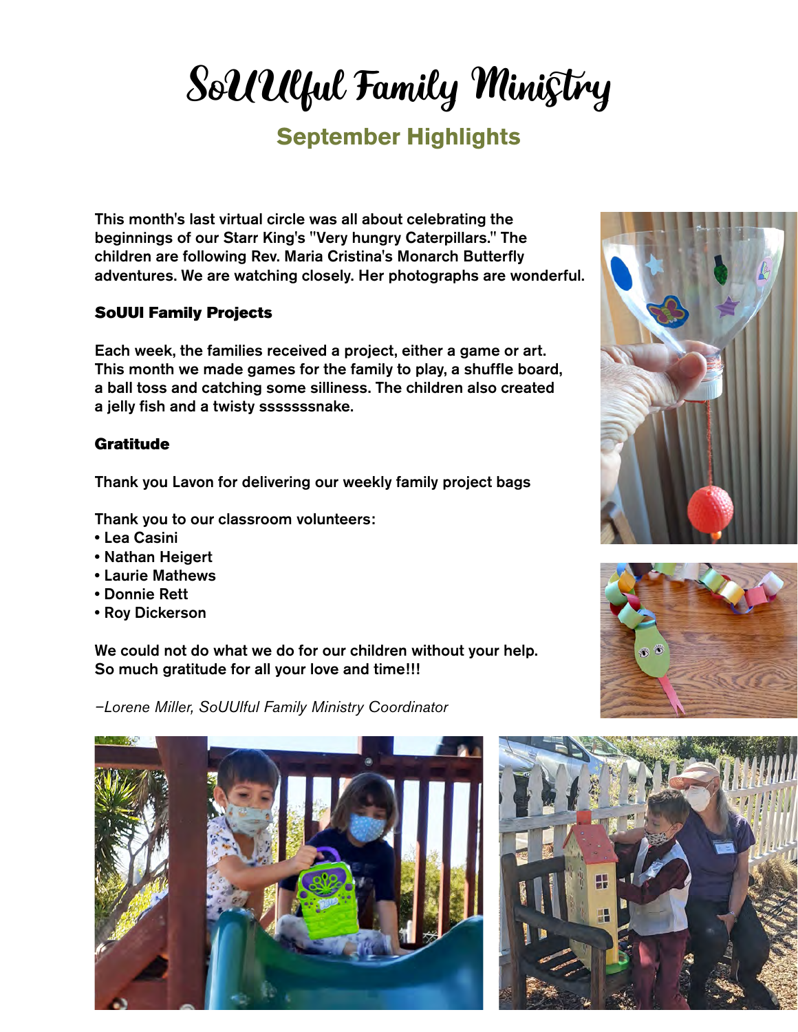# SoUUlful Family Ministry

## September Highlights

This month's last virtual circle was all about celebrating the beginnings of our Starr King's "Very hungry Caterpillars." The children are following Rev. Maria Cristina's Monarch Butterfly adventures. We are watching closely. Her photographs are wonderful.

### SoUUl Family Projects

Each week, the families received a project, either a game or art. This month we made games for the family to play, a shuffle board, a ball toss and catching some silliness. The children also created a jelly fish and a twisty sssssssnake.

### Gratitude

Thank you Lavon for delivering our weekly family project bags

Thank you to our classroom volunteers:

- Lea Casini
- Nathan Heigert
- Laurie Mathews
- Donnie Rett
- Roy Dickerson

We could not do what we do for our children without your help. So much gratitude for all your love and time!!!

*–Lorene Miller, SoUUlful Family Ministry Coordinator*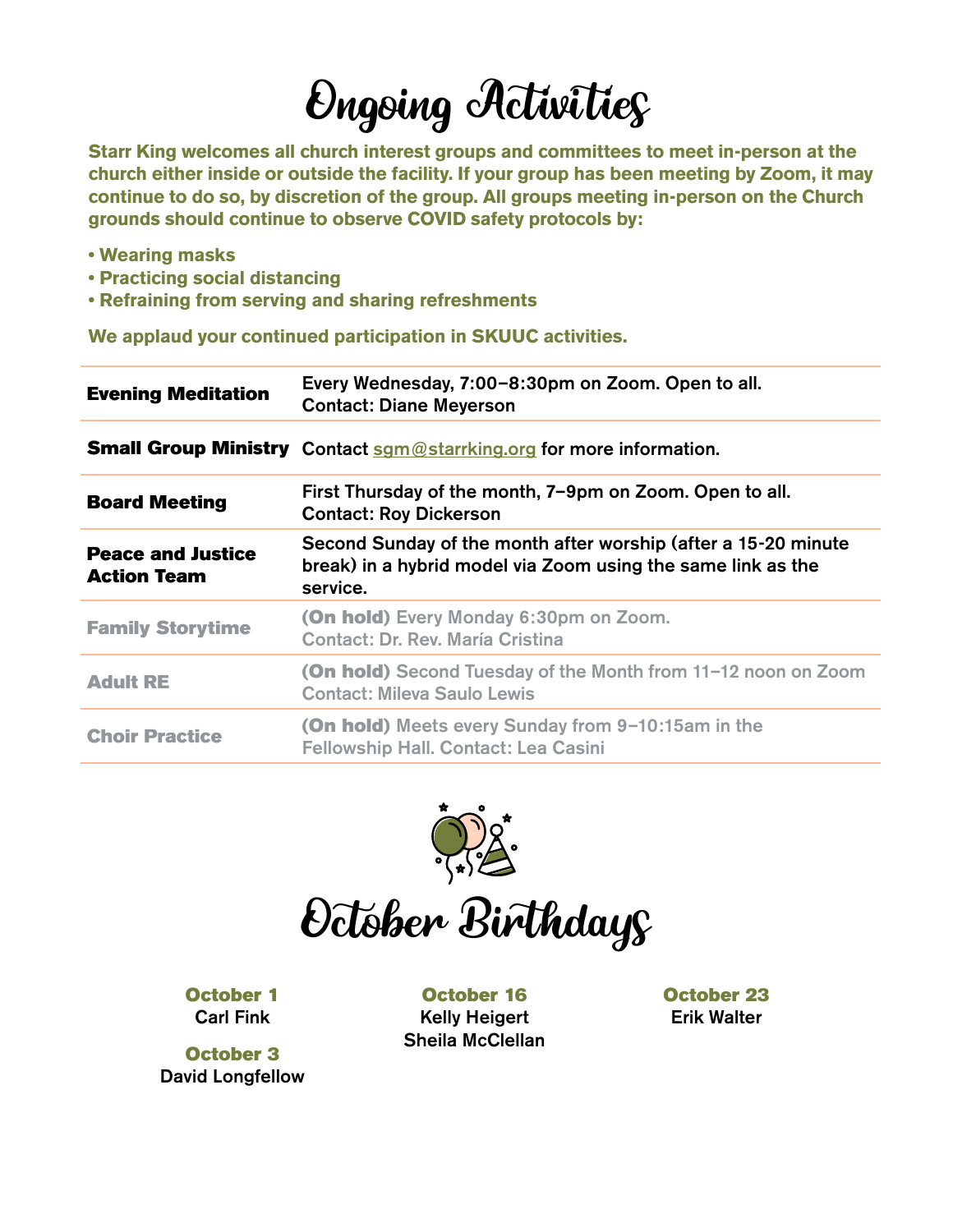# Ongoing Activities

**Starr King welcomes all church interest groups and committees to meet in-person at the church either inside or outside the facility. If your group has been meeting by Zoom, it may continue to do so, by discretion of the group. All groups meeting in-person on the Church grounds should continue to observe COVID safety protocols by:**

- **Wearing masks**
- **Practicing social distancing**
- **Refraining from serving and sharing refreshments**

**We applaud your continued participation in SKUUC activities.**

| | |
|---|---|
| **Evening Meditation** | Every Wednesday, 7:00–8:30pm on Zoom. Open to all. Contact: Diane Meyerson |
| **Small Group Ministry** | Contact sgm@starrking.org for more information. |
| **Board Meeting** | First Thursday of the month, 7–9pm on Zoom. Open to all. Contact: Roy Dickerson |
| **Peace and Justice Action Team** | Second Sunday of the month after worship (after a 15-20 minute break) in a hybrid model via Zoom using the same link as the service. |
| **Family Storytime** | **(On hold)** Every Monday 6:30pm on Zoom. Contact: Dr. Rev. María Cristina |
| **Adult RE** | **(On hold)** Second Tuesday of the Month from 11–12 noon on Zoom Contact: Mileva Saulo Lewis |
| **Choir Practice** | **(On hold)** Meets every Sunday from 9–10:15am in the Fellowship Hall. Contact: Lea Casini |

# October Birthdays

**October 1**
Carl Fink

**October 3**
David Longfellow

**October 16**
Kelly Heigert
Sheila McClellan

**October 23**
Erik Walter